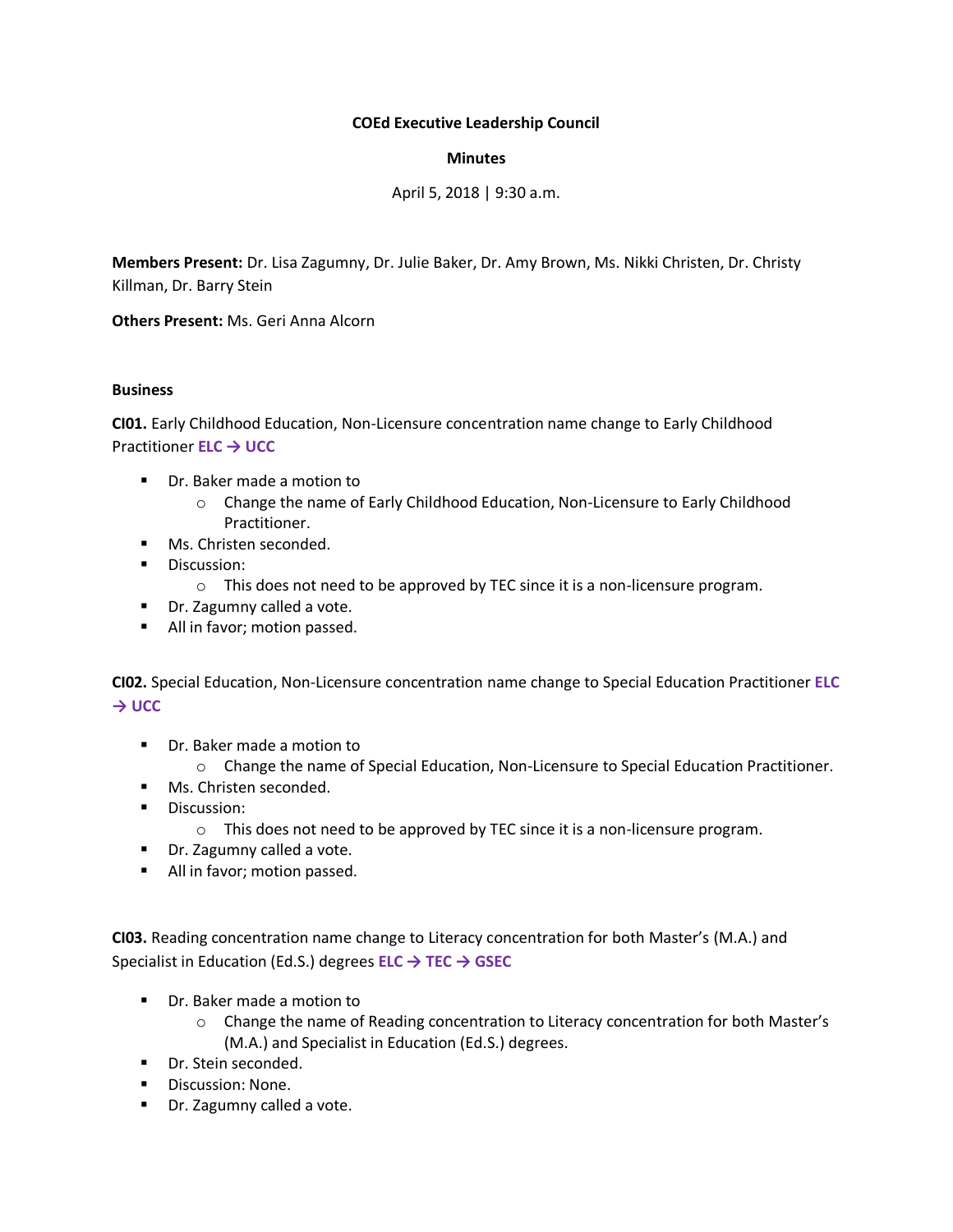**COEd Executive Leadership Council**

**Minutes**

April 5, 2018 | 9:30 a.m.

**Members Present:** Dr. Lisa Zagumny, Dr. Julie Baker, Dr. Amy Brown, Ms. Nikki Christen, Dr. Christy Killman, Dr. Barry Stein

**Others Present:** Ms. Geri Anna Alcorn

**Business**

**CI01.** Early Childhood Education, Non-Licensure concentration name change to Early Childhood Practitioner **ELC → UCC**

- Dr. Baker made a motion to
  - Change the name of Early Childhood Education, Non-Licensure to Early Childhood Practitioner.
- Ms. Christen seconded.
- Discussion:
  - This does not need to be approved by TEC since it is a non-licensure program.
- Dr. Zagumny called a vote.
- All in favor; motion passed.

**CI02.** Special Education, Non-Licensure concentration name change to Special Education Practitioner **ELC → UCC**

- Dr. Baker made a motion to
  - Change the name of Special Education, Non-Licensure to Special Education Practitioner.
- Ms. Christen seconded.
- Discussion:
  - This does not need to be approved by TEC since it is a non-licensure program.
- Dr. Zagumny called a vote.
- All in favor; motion passed.

**CI03.** Reading concentration name change to Literacy concentration for both Master's (M.A.) and Specialist in Education (Ed.S.) degrees **ELC → TEC → GSEC**

- Dr. Baker made a motion to
  - Change the name of Reading concentration to Literacy concentration for both Master's (M.A.) and Specialist in Education (Ed.S.) degrees.
- Dr. Stein seconded.
- Discussion: None.
- Dr. Zagumny called a vote.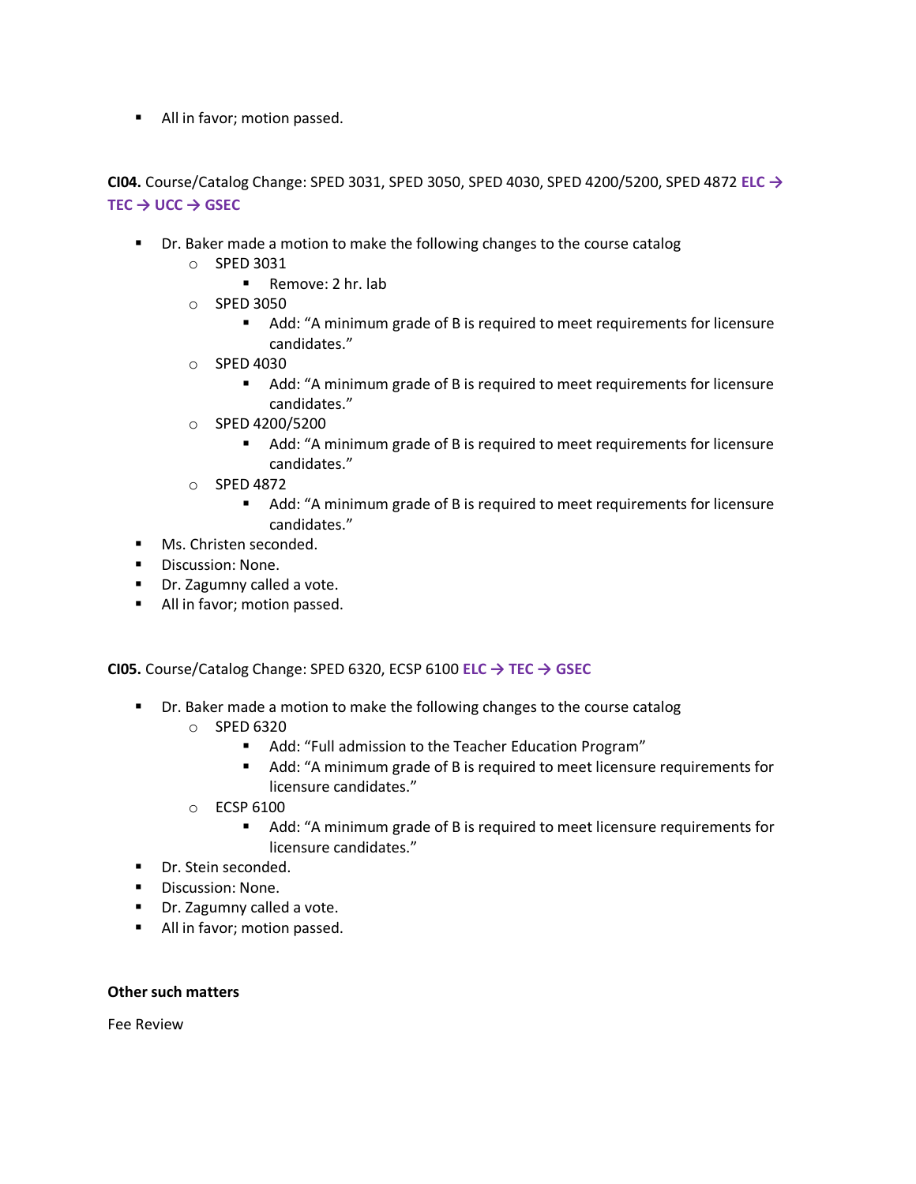- All in favor; motion passed.

**CI04.** Course/Catalog Change: SPED 3031, SPED 3050, SPED 4030, SPED 4200/5200, SPED 4872 **ELC → TEC → UCC → GSEC**

- Dr. Baker made a motion to make the following changes to the course catalog
    - SPED 3031
        - Remove: 2 hr. lab
    - SPED 3050
        - Add: "A minimum grade of B is required to meet requirements for licensure candidates."
    - SPED 4030
        - Add: "A minimum grade of B is required to meet requirements for licensure candidates."
    - SPED 4200/5200
        - Add: "A minimum grade of B is required to meet requirements for licensure candidates."
    - SPED 4872
        - Add: "A minimum grade of B is required to meet requirements for licensure candidates."
- Ms. Christen seconded.
- Discussion: None.
- Dr. Zagumny called a vote.
- All in favor; motion passed.

**CI05.** Course/Catalog Change: SPED 6320, ECSP 6100 **ELC → TEC → GSEC**

- Dr. Baker made a motion to make the following changes to the course catalog
    - SPED 6320
        - Add: "Full admission to the Teacher Education Program"
        - Add: "A minimum grade of B is required to meet licensure requirements for licensure candidates."
    - ECSP 6100
        - Add: "A minimum grade of B is required to meet licensure requirements for licensure candidates."
- Dr. Stein seconded.
- Discussion: None.
- Dr. Zagumny called a vote.
- All in favor; motion passed.

**Other such matters**

Fee Review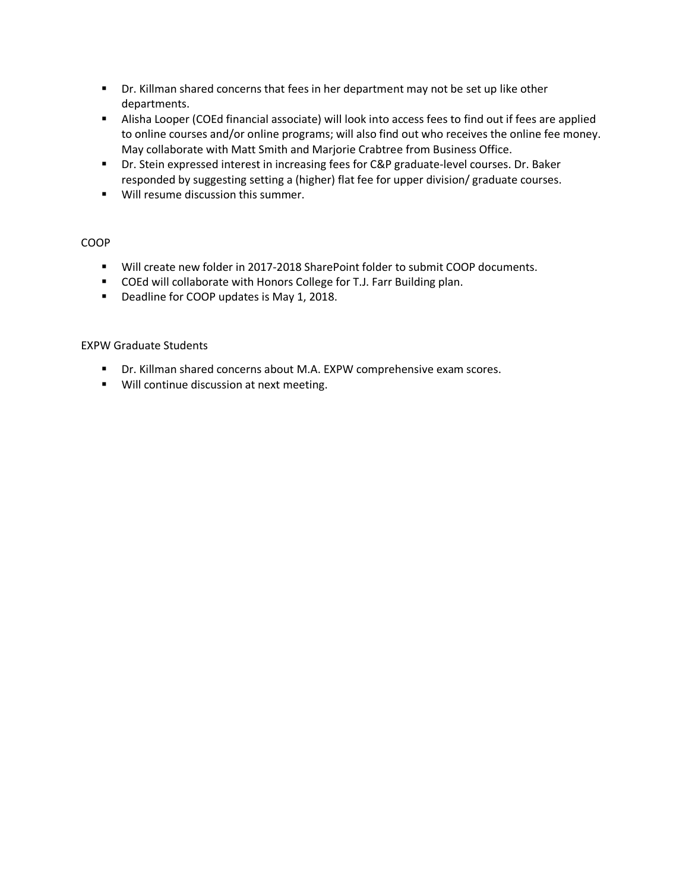- Dr. Killman shared concerns that fees in her department may not be set up like other departments.
- Alisha Looper (COEd financial associate) will look into access fees to find out if fees are applied to online courses and/or online programs; will also find out who receives the online fee money. May collaborate with Matt Smith and Marjorie Crabtree from Business Office.
- Dr. Stein expressed interest in increasing fees for C&P graduate-level courses. Dr. Baker responded by suggesting setting a (higher) flat fee for upper division/ graduate courses.
- Will resume discussion this summer.

COOP

- Will create new folder in 2017-2018 SharePoint folder to submit COOP documents.
- COEd will collaborate with Honors College for T.J. Farr Building plan.
- Deadline for COOP updates is May 1, 2018.

EXPW Graduate Students

- Dr. Killman shared concerns about M.A. EXPW comprehensive exam scores.
- Will continue discussion at next meeting.